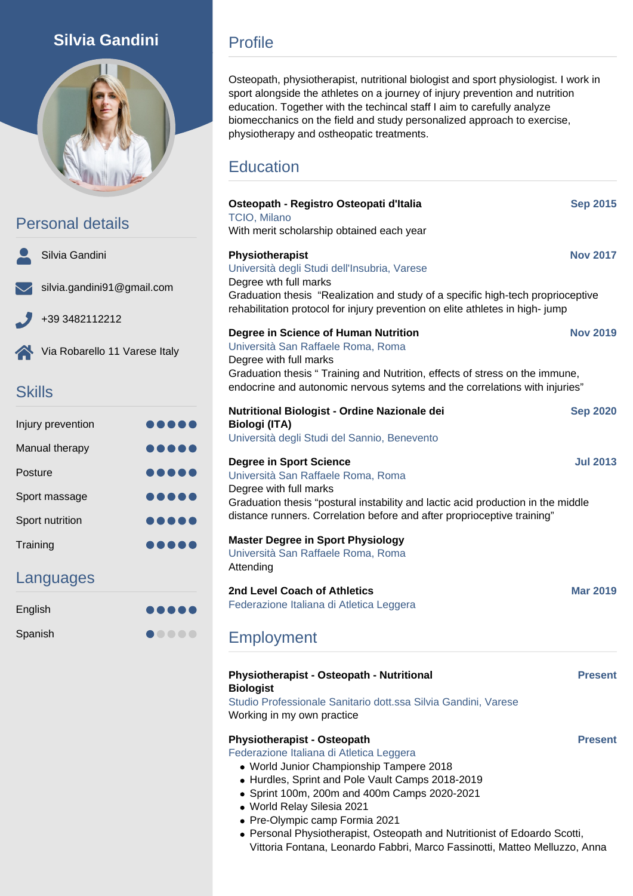# Silvia Gandini

## Personal details

Silvia Gandini

silvia.gandini91@gmail.com

+39 3482112212

Via Robarello 11 Varese Italy

## Skills

| Skill | Level |
| --- | --- |
| Injury prevention | ●●●●● |
| Manual therapy | ●●●●● |
| Posture | ●●●●● |
| Sport massage | ●●●●● |
| Sport nutrition | ●●●●● |
| Training | ●●●●● |

## Languages

| Language | Level |
| --- | --- |
| English | ●●●●● |
| Spanish | ●○○○○ |

## Profile

Osteopath, physiotherapist, nutritional biologist and sport physiologist. I work in sport alongside the athletes on a journey of injury prevention and nutrition education. Together with the techincal staff I aim to carefully analyze biomecchanics on the field and study personalized approach to exercise, physiotherapy and ostheopatic treatments.

## Education

**Osteopath - Registro Osteopati d'Italia** — **Sep 2015**
TCIO, Milano
With merit scholarship obtained each year

**Physiotherapist** — **Nov 2017**
Università degli Studi dell'Insubria, Varese
Degree wth full marks
Graduation thesis "Realization and study of a specific high-tech proprioceptive rehabilitation protocol for injury prevention on elite athletes in high- jump

**Degree in Science of Human Nutrition** — **Nov 2019**
Università San Raffaele Roma, Roma
Degree with full marks
Graduation thesis " Training and Nutrition, effects of stress on the immune, endocrine and autonomic nervous sytems and the correlations with injuries"

**Nutritional Biologist - Ordine Nazionale dei Biologi (ITA)** — **Sep 2020**
Università degli Studi del Sannio, Benevento

**Degree in Sport Science** — **Jul 2013**
Università San Raffaele Roma, Roma
Degree with full marks
Graduation thesis "postural instability and lactic acid production in the middle distance runners. Correlation before and after proprioceptive training"

**Master Degree in Sport Physiology**
Università San Raffaele Roma, Roma
Attending

**2nd Level Coach of Athletics** — **Mar 2019**
Federazione Italiana di Atletica Leggera

## Employment

**Physiotherapist - Osteopath - Nutritional Biologist** — **Present**
Studio Professionale Sanitario dott.ssa Silvia Gandini, Varese
Working in my own practice

**Physiotherapist - Osteopath** — **Present**
Federazione Italiana di Atletica Leggera

- World Junior Championship Tampere 2018
- Hurdles, Sprint and Pole Vault Camps 2018-2019
- Sprint 100m, 200m and 400m Camps 2020-2021
- World Relay Silesia 2021
- Pre-Olympic camp Formia 2021
- Personal Physiotherapist, Osteopath and Nutritionist of Edoardo Scotti, Vittoria Fontana, Leonardo Fabbri, Marco Fassinotti, Matteo Melluzzo, Anna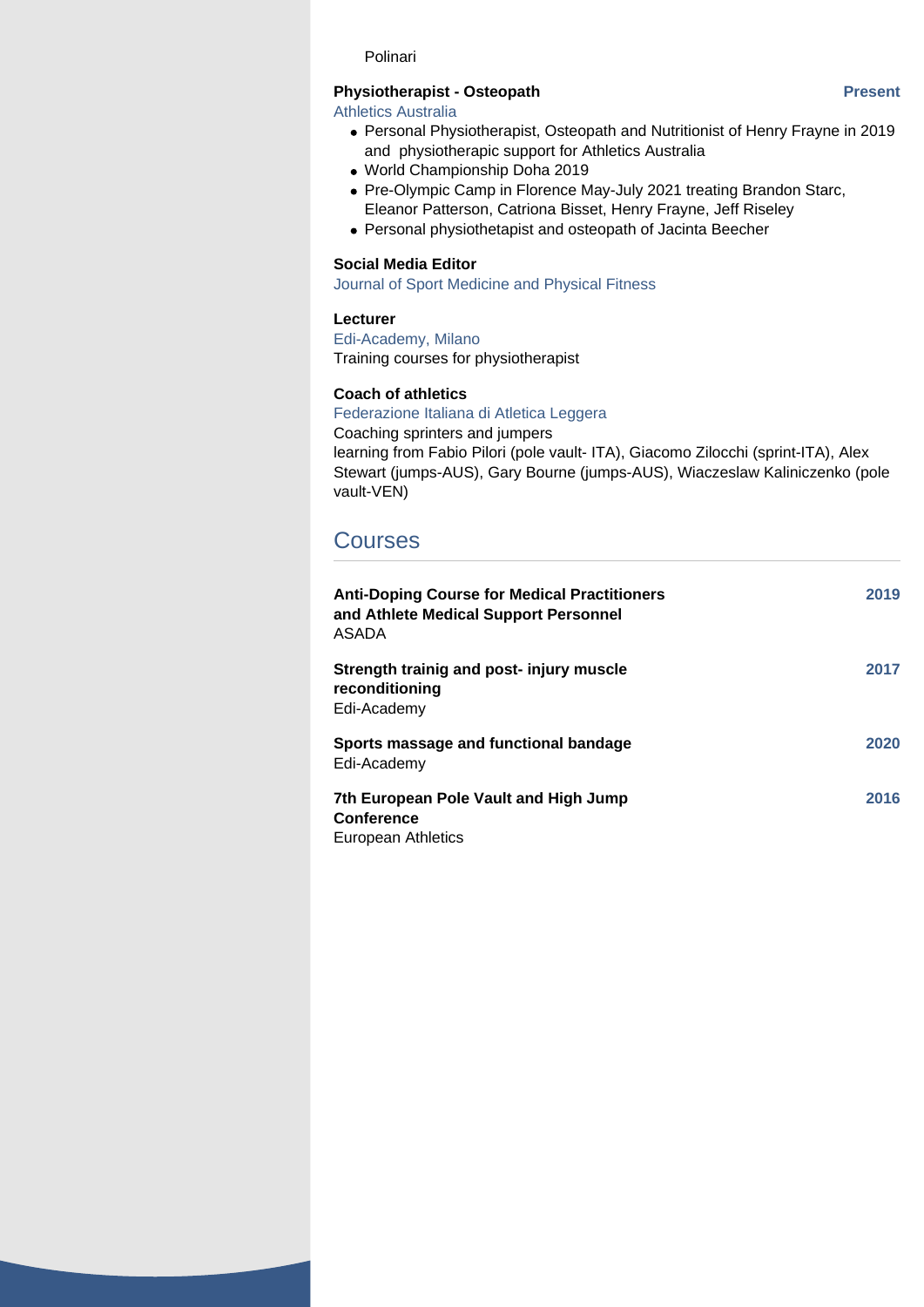Polinari

**Physiotherapist - Osteopath** **Present**
Athletics Australia

- Personal Physiotherapist, Osteopath and Nutritionist of Henry Frayne in 2019 and physiotherapic support for Athletics Australia
- World Championship Doha 2019
- Pre-Olympic Camp in Florence May-July 2021 treating Brandon Starc, Eleanor Patterson, Catriona Bisset, Henry Frayne, Jeff Riseley
- Personal physiothetapist and osteopath of Jacinta Beecher

**Social Media Editor**
Journal of Sport Medicine and Physical Fitness

**Lecturer**
Edi-Academy, Milano
Training courses for physiotherapist

**Coach of athletics**
Federazione Italiana di Atletica Leggera
Coaching sprinters and jumpers
learning from Fabio Pilori (pole vault- ITA), Giacomo Zilocchi (sprint-ITA), Alex Stewart (jumps-AUS), Gary Bourne (jumps-AUS), Wiaczeslaw Kaliniczenko (pole vault-VEN)

## Courses

**Anti-Doping Course for Medical Practitioners and Athlete Medical Support Personnel** **2019**
ASADA

**Strength trainig and post- injury muscle reconditioning** **2017**
Edi-Academy

**Sports massage and functional bandage** **2020**
Edi-Academy

**7th European Pole Vault and High Jump Conference** **2016**
European Athletics